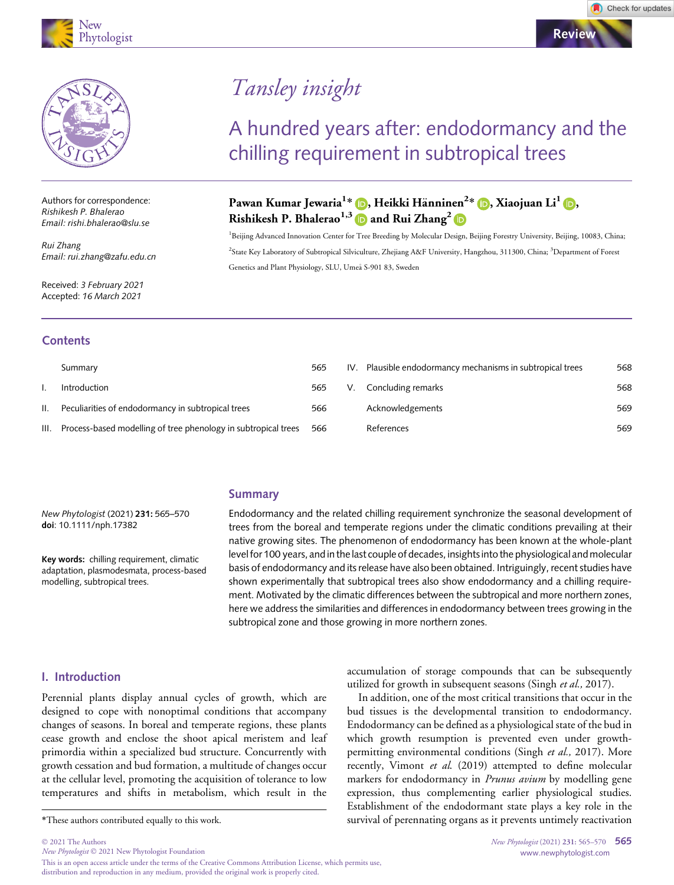Tansley insight

# A hundred years after: endodormancy and the chilling requirement in subtropical trees

**Pawan Kumar Jewaria[1]\*, Heikki Hänninen[2]\*, Xiaojuan Li[1], Rishikesh P. Bhalerao[1,3] and Rui Zhang[2]**

[1]Beijing Advanced Innovation Center for Tree Breeding by Molecular Design, Beijing Forestry University, Beijing, 10083, China; [2]State Key Laboratory of Subtropical Silviculture, Zhejiang A&F University, Hangzhou, 311300, China; [3]Department of Forest Genetics and Plant Physiology, SLU, Umeå S-901 83, Sweden

Authors for correspondence:
*Rishikesh P. Bhalerao*
*Email: rishi.bhalerao@slu.se*

*Rui Zhang*
*Email: rui.zhang@zafu.edu.cn*

Received: *3 February 2021*
Accepted: *16 March 2021*

*New Phytologist* (2021) **231:** 565–570
**doi**: 10.1111/nph.17382

**Key words:** chilling requirement, climatic adaptation, plasmodesmata, process-based modelling, subtropical trees.

## Contents

| | | |
|---|---|---|
| | Summary | 565 |
| I. | Introduction | 565 |
| II. | Peculiarities of endodormancy in subtropical trees | 566 |
| III. | Process-based modelling of tree phenology in subtropical trees | 566 |
| IV. | Plausible endodormancy mechanisms in subtropical trees | 568 |
| V. | Concluding remarks | 568 |
| | Acknowledgements | 569 |
| | References | 569 |

## Summary

Endodormancy and the related chilling requirement synchronize the seasonal development of trees from the boreal and temperate regions under the climatic conditions prevailing at their native growing sites. The phenomenon of endodormancy has been known at the whole-plant level for 100 years, and in the last couple of decades, insights into the physiological and molecular basis of endodormancy and its release have also been obtained. Intriguingly, recent studies have shown experimentally that subtropical trees also show endodormancy and a chilling requirement. Motivated by the climatic differences between the subtropical and more northern zones, here we address the similarities and differences in endodormancy between trees growing in the subtropical zone and those growing in more northern zones.

## I. Introduction

Perennial plants display annual cycles of growth, which are designed to cope with nonoptimal conditions that accompany changes of seasons. In boreal and temperate regions, these plants cease growth and enclose the shoot apical meristem and leaf primordia within a specialized bud structure. Concurrently with growth cessation and bud formation, a multitude of changes occur at the cellular level, promoting the acquisition of tolerance to low temperatures and shifts in metabolism, which result in the accumulation of storage compounds that can be subsequently utilized for growth in subsequent seasons (Singh *et al.*, 2017).

In addition, one of the most critical transitions that occur in the bud tissues is the developmental transition to endodormancy. Endodormancy can be defined as a physiological state of the bud in which growth resumption is prevented even under growth-permitting environmental conditions (Singh *et al.*, 2017). More recently, Vimont *et al.* (2019) attempted to define molecular markers for endodormancy in *Prunus avium* by modelling gene expression, thus complementing earlier physiological studies. Establishment of the endodormant state plays a key role in the survival of perennating organs as it prevents untimely reactivation

\*These authors contributed equally to this work.

This is an open access article under the terms of the Creative Commons Attribution License, which permits use, distribution and reproduction in any medium, provided the original work is properly cited.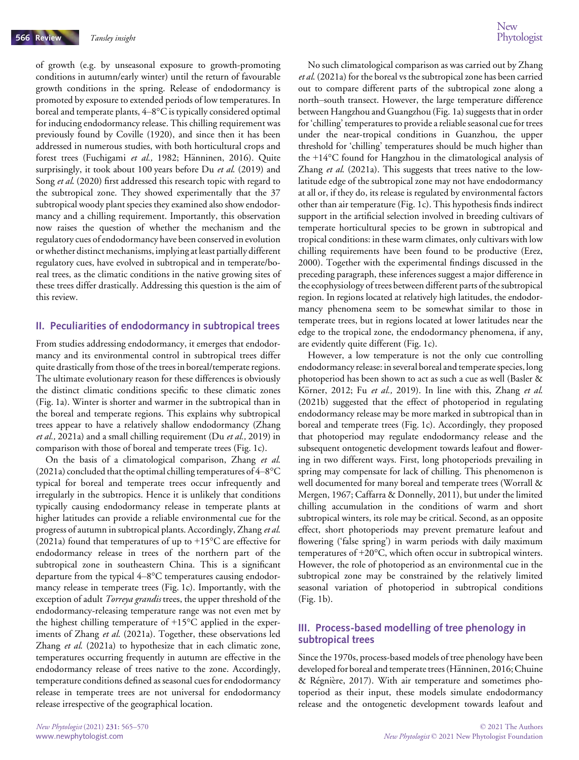of growth (e.g. by unseasonal exposure to growth-promoting conditions in autumn/early winter) until the return of favourable growth conditions in the spring. Release of endodormancy is promoted by exposure to extended periods of low temperatures. In boreal and temperate plants, 4–8°C is typically considered optimal for inducing endodormancy release. This chilling requirement was previously found by Coville (1920), and since then it has been addressed in numerous studies, with both horticultural crops and forest trees (Fuchigami *et al.,* 1982; Hänninen, 2016). Quite surprisingly, it took about 100 years before Du *et al.* (2019) and Song *et al.* (2020) first addressed this research topic with regard to the subtropical zone. They showed experimentally that the 37 subtropical woody plant species they examined also show endodormancy and a chilling requirement. Importantly, this observation now raises the question of whether the mechanism and the regulatory cues of endodormancy have been conserved in evolution or whether distinct mechanisms, implying at least partially different regulatory cues, have evolved in subtropical and in temperate/boreal trees, as the climatic conditions in the native growing sites of these trees differ drastically. Addressing this question is the aim of this review.

## II. Peculiarities of endodormancy in subtropical trees

From studies addressing endodormancy, it emerges that endodormancy and its environmental control in subtropical trees differ quite drastically from those of the trees in boreal/temperate regions. The ultimate evolutionary reason for these differences is obviously the distinct climatic conditions specific to these climatic zones (Fig. 1a). Winter is shorter and warmer in the subtropical than in the boreal and temperate regions. This explains why subtropical trees appear to have a relatively shallow endodormancy (Zhang *et al.,* 2021a) and a small chilling requirement (Du *et al.,* 2019) in comparison with those of boreal and temperate trees (Fig. 1c).

On the basis of a climatological comparison, Zhang *et al.* (2021a) concluded that the optimal chilling temperatures of 4–8°C typical for boreal and temperate trees occur infrequently and irregularly in the subtropics. Hence it is unlikely that conditions typically causing endodormancy release in temperate plants at higher latitudes can provide a reliable environmental cue for the progress of autumn in subtropical plants. Accordingly, Zhang *et al.* (2021a) found that temperatures of up to +15°C are effective for endodormancy release in trees of the northern part of the subtropical zone in southeastern China. This is a significant departure from the typical 4–8°C temperatures causing endodormancy release in temperate trees (Fig. 1c). Importantly, with the exception of adult *Torreya grandis* trees, the upper threshold of the endodormancy-releasing temperature range was not even met by the highest chilling temperature of +15°C applied in the experiments of Zhang *et al.* (2021a). Together, these observations led Zhang *et al.* (2021a) to hypothesize that in each climatic zone, temperatures occurring frequently in autumn are effective in the endodormancy release of trees native to the zone. Accordingly, temperature conditions defined as seasonal cues for endodormancy release in temperate trees are not universal for endodormancy release irrespective of the geographical location.

No such climatological comparison as was carried out by Zhang *et al.* (2021a) for the boreal vs the subtropical zone has been carried out to compare different parts of the subtropical zone along a north–south transect. However, the large temperature difference between Hangzhou and Guangzhou (Fig. 1a) suggests that in order for 'chilling' temperatures to provide a reliable seasonal cue for trees under the near-tropical conditions in Guanzhou, the upper threshold for 'chilling' temperatures should be much higher than the +14°C found for Hangzhou in the climatological analysis of Zhang *et al.* (2021a). This suggests that trees native to the low-latitude edge of the subtropical zone may not have endodormancy at all or, if they do, its release is regulated by environmental factors other than air temperature (Fig. 1c). This hypothesis finds indirect support in the artificial selection involved in breeding cultivars of temperate horticultural species to be grown in subtropical and tropical conditions: in these warm climates, only cultivars with low chilling requirements have been found to be productive (Erez, 2000). Together with the experimental findings discussed in the preceding paragraph, these inferences suggest a major difference in the ecophysiology of trees between different parts of the subtropical region. In regions located at relatively high latitudes, the endodormancy phenomena seem to be somewhat similar to those in temperate trees, but in regions located at lower latitudes near the edge to the tropical zone, the endodormancy phenomena, if any, are evidently quite different (Fig. 1c).

However, a low temperature is not the only cue controlling endodormancy release: in several boreal and temperate species, long photoperiod has been shown to act as such a cue as well (Basler & Körner, 2012; Fu *et al.,* 2019). In line with this, Zhang *et al.* (2021b) suggested that the effect of photoperiod in regulating endodormancy release may be more marked in subtropical than in boreal and temperate trees (Fig. 1c). Accordingly, they proposed that photoperiod may regulate endodormancy release and the subsequent ontogenetic development towards leafout and flowering in two different ways. First, long photoperiods prevailing in spring may compensate for lack of chilling. This phenomenon is well documented for many boreal and temperate trees (Worrall & Mergen, 1967; Caffarra & Donnelly, 2011), but under the limited chilling accumulation in the conditions of warm and short subtropical winters, its role may be critical. Second, as an opposite effect, short photoperiods may prevent premature leafout and flowering ('false spring') in warm periods with daily maximum temperatures of +20°C, which often occur in subtropical winters. However, the role of photoperiod as an environmental cue in the subtropical zone may be constrained by the relatively limited seasonal variation of photoperiod in subtropical conditions (Fig. 1b).

## III. Process-based modelling of tree phenology in subtropical trees

Since the 1970s, process-based models of tree phenology have been developed for boreal and temperate trees (Hänninen, 2016; Chuine & Régnière, 2017). With air temperature and sometimes photoperiod as their input, these models simulate endodormancy release and the ontogenetic development towards leafout and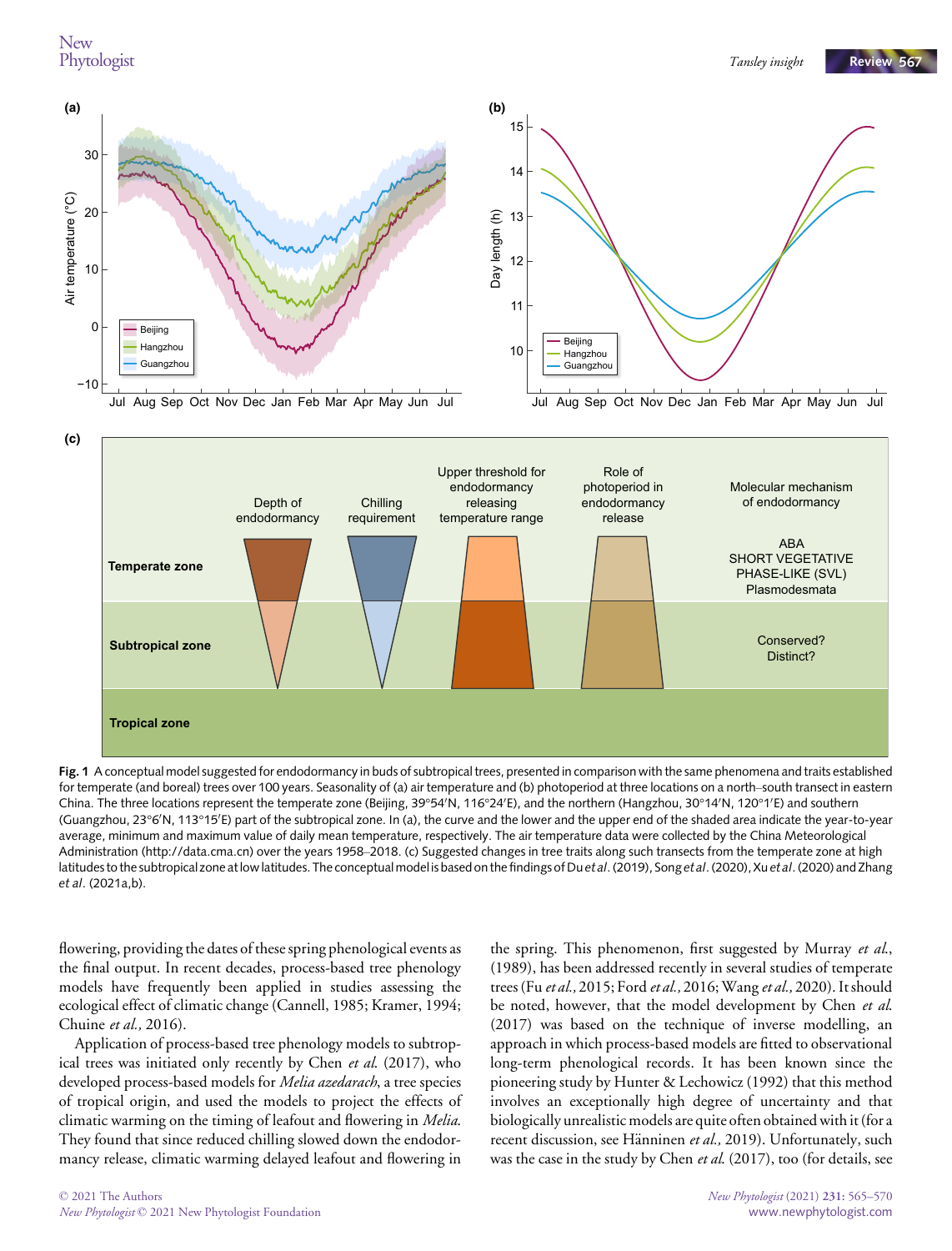**Fig. 1** A conceptual model suggested for endodormancy in buds of subtropical trees, presented in comparison with the same phenomena and traits established for temperate (and boreal) trees over 100 years. Seasonality of (a) air temperature and (b) photoperiod at three locations on a north–south transect in eastern China. The three locations represent the temperate zone (Beijing, 39°54′N, 116°24′E), and the northern (Hangzhou, 30°14′N, 120°1′E) and southern (Guangzhou, 23°6′N, 113°15′E) part of the subtropical zone. In (a), the curve and the lower and the upper end of the shaded area indicate the year-to-year average, minimum and maximum value of daily mean temperature, respectively. The air temperature data were collected by the China Meteorological Administration (http://data.cma.cn) over the years 1958–2018. (c) Suggested changes in tree traits along such transects from the temperate zone at high latitudes to the subtropical zone at low latitudes. The conceptual model is based on the findings of Du *et al*. (2019), Song *et al*. (2020), Xu *et al*. (2020) and Zhang *et al*. (2021a,b).

flowering, providing the dates of these spring phenological events as the final output. In recent decades, process-based tree phenology models have frequently been applied in studies assessing the ecological effect of climatic change (Cannell, 1985; Kramer, 1994; Chuine *et al.*, 2016).

Application of process-based tree phenology models to subtropical trees was initiated only recently by Chen *et al.* (2017), who developed process-based models for *Melia azedarach*, a tree species of tropical origin, and used the models to project the effects of climatic warming on the timing of leafout and flowering in *Melia*. They found that since reduced chilling slowed down the endodormancy release, climatic warming delayed leafout and flowering in the spring. This phenomenon, first suggested by Murray *et al.*, (1989), has been addressed recently in several studies of temperate trees (Fu *et al.*, 2015; Ford *et al.*, 2016; Wang *et al.*, 2020). It should be noted, however, that the model development by Chen *et al.* (2017) was based on the technique of inverse modelling, an approach in which process-based models are fitted to observational long-term phenological records. It has been known since the pioneering study by Hunter & Lechowicz (1992) that this method involves an exceptionally high degree of uncertainty and that biologically unrealistic models are quite often obtained with it (for a recent discussion, see Hänninen *et al.*, 2019). Unfortunately, such was the case in the study by Chen *et al.* (2017), too (for details, see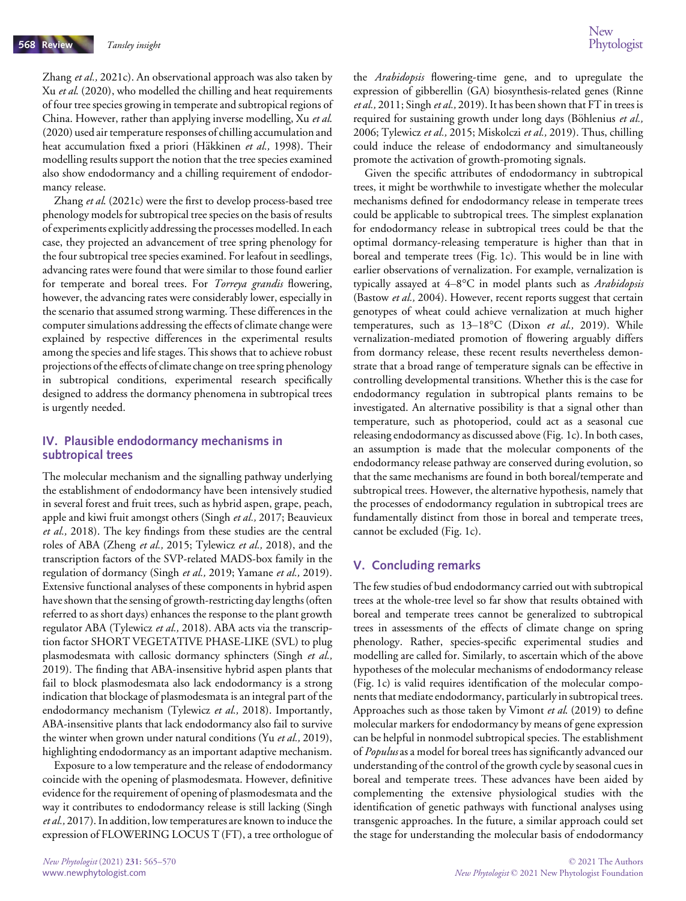Zhang *et al.,* 2021c). An observational approach was also taken by Xu *et al.* (2020), who modelled the chilling and heat requirements of four tree species growing in temperate and subtropical regions of China. However, rather than applying inverse modelling, Xu *et al.* (2020) used air temperature responses of chilling accumulation and heat accumulation fixed a priori (Häkkinen *et al.,* 1998). Their modelling results support the notion that the tree species examined also show endodormancy and a chilling requirement of endodormancy release.

Zhang *et al.* (2021c) were the first to develop process-based tree phenology models for subtropical tree species on the basis of results of experiments explicitly addressing the processes modelled. In each case, they projected an advancement of tree spring phenology for the four subtropical tree species examined. For leafout in seedlings, advancing rates were found that were similar to those found earlier for temperate and boreal trees. For *Torreya grandis* flowering, however, the advancing rates were considerably lower, especially in the scenario that assumed strong warming. These differences in the computer simulations addressing the effects of climate change were explained by respective differences in the experimental results among the species and life stages. This shows that to achieve robust projections of the effects of climate change on tree spring phenology in subtropical conditions, experimental research specifically designed to address the dormancy phenomena in subtropical trees is urgently needed.

## IV. Plausible endodormancy mechanisms in subtropical trees

The molecular mechanism and the signalling pathway underlying the establishment of endodormancy have been intensively studied in several forest and fruit trees, such as hybrid aspen, grape, peach, apple and kiwi fruit amongst others (Singh *et al.,* 2017; Beauvieux *et al.,* 2018). The key findings from these studies are the central roles of ABA (Zheng *et al.,* 2015; Tylewicz *et al.,* 2018), and the transcription factors of the SVP-related MADS-box family in the regulation of dormancy (Singh *et al.,* 2019; Yamane *et al.,* 2019). Extensive functional analyses of these components in hybrid aspen have shown that the sensing of growth-restricting day lengths (often referred to as short days) enhances the response to the plant growth regulator ABA (Tylewicz *et al.,* 2018). ABA acts via the transcription factor SHORT VEGETATIVE PHASE-LIKE (SVL) to plug plasmodesmata with callosic dormancy sphincters (Singh *et al.,* 2019). The finding that ABA-insensitive hybrid aspen plants that fail to block plasmodesmata also lack endodormancy is a strong indication that blockage of plasmodesmata is an integral part of the endodormancy mechanism (Tylewicz *et al.,* 2018). Importantly, ABA-insensitive plants that lack endodormancy also fail to survive the winter when grown under natural conditions (Yu *et al.,* 2019), highlighting endodormancy as an important adaptive mechanism.

Exposure to a low temperature and the release of endodormancy coincide with the opening of plasmodesmata. However, definitive evidence for the requirement of opening of plasmodesmata and the way it contributes to endodormancy release is still lacking (Singh *et al.,* 2017). In addition, low temperatures are known to induce the expression of FLOWERING LOCUS T (FT), a tree orthologue of the *Arabidopsis* flowering-time gene, and to upregulate the expression of gibberellin (GA) biosynthesis-related genes (Rinne *et al.,* 2011; Singh *et al.,* 2019). It has been shown that FT in trees is required for sustaining growth under long days (Böhlenius *et al.,* 2006; Tylewicz *et al.,* 2015; Miskolczi *et al.,* 2019). Thus, chilling could induce the release of endodormancy and simultaneously promote the activation of growth-promoting signals.

Given the specific attributes of endodormancy in subtropical trees, it might be worthwhile to investigate whether the molecular mechanisms defined for endodormancy release in temperate trees could be applicable to subtropical trees. The simplest explanation for endodormancy release in subtropical trees could be that the optimal dormancy-releasing temperature is higher than that in boreal and temperate trees (Fig. 1c). This would be in line with earlier observations of vernalization. For example, vernalization is typically assayed at 4–8°C in model plants such as *Arabidopsis* (Bastow *et al.,* 2004). However, recent reports suggest that certain genotypes of wheat could achieve vernalization at much higher temperatures, such as 13–18°C (Dixon *et al.,* 2019). While vernalization-mediated promotion of flowering arguably differs from dormancy release, these recent results nevertheless demonstrate that a broad range of temperature signals can be effective in controlling developmental transitions. Whether this is the case for endodormancy regulation in subtropical plants remains to be investigated. An alternative possibility is that a signal other than temperature, such as photoperiod, could act as a seasonal cue releasing endodormancy as discussed above (Fig. 1c). In both cases, an assumption is made that the molecular components of the endodormancy release pathway are conserved during evolution, so that the same mechanisms are found in both boreal/temperate and subtropical trees. However, the alternative hypothesis, namely that the processes of endodormancy regulation in subtropical trees are fundamentally distinct from those in boreal and temperate trees, cannot be excluded (Fig. 1c).

## V. Concluding remarks

The few studies of bud endodormancy carried out with subtropical trees at the whole-tree level so far show that results obtained with boreal and temperate trees cannot be generalized to subtropical trees in assessments of the effects of climate change on spring phenology. Rather, species-specific experimental studies and modelling are called for. Similarly, to ascertain which of the above hypotheses of the molecular mechanisms of endodormancy release (Fig. 1c) is valid requires identification of the molecular components that mediate endodormancy, particularly in subtropical trees. Approaches such as those taken by Vimont *et al.* (2019) to define molecular markers for endodormancy by means of gene expression can be helpful in nonmodel subtropical species. The establishment of *Populus* as a model for boreal trees has significantly advanced our understanding of the control of the growth cycle by seasonal cues in boreal and temperate trees. These advances have been aided by complementing the extensive physiological studies with the identification of genetic pathways with functional analyses using transgenic approaches. In the future, a similar approach could set the stage for understanding the molecular basis of endodormancy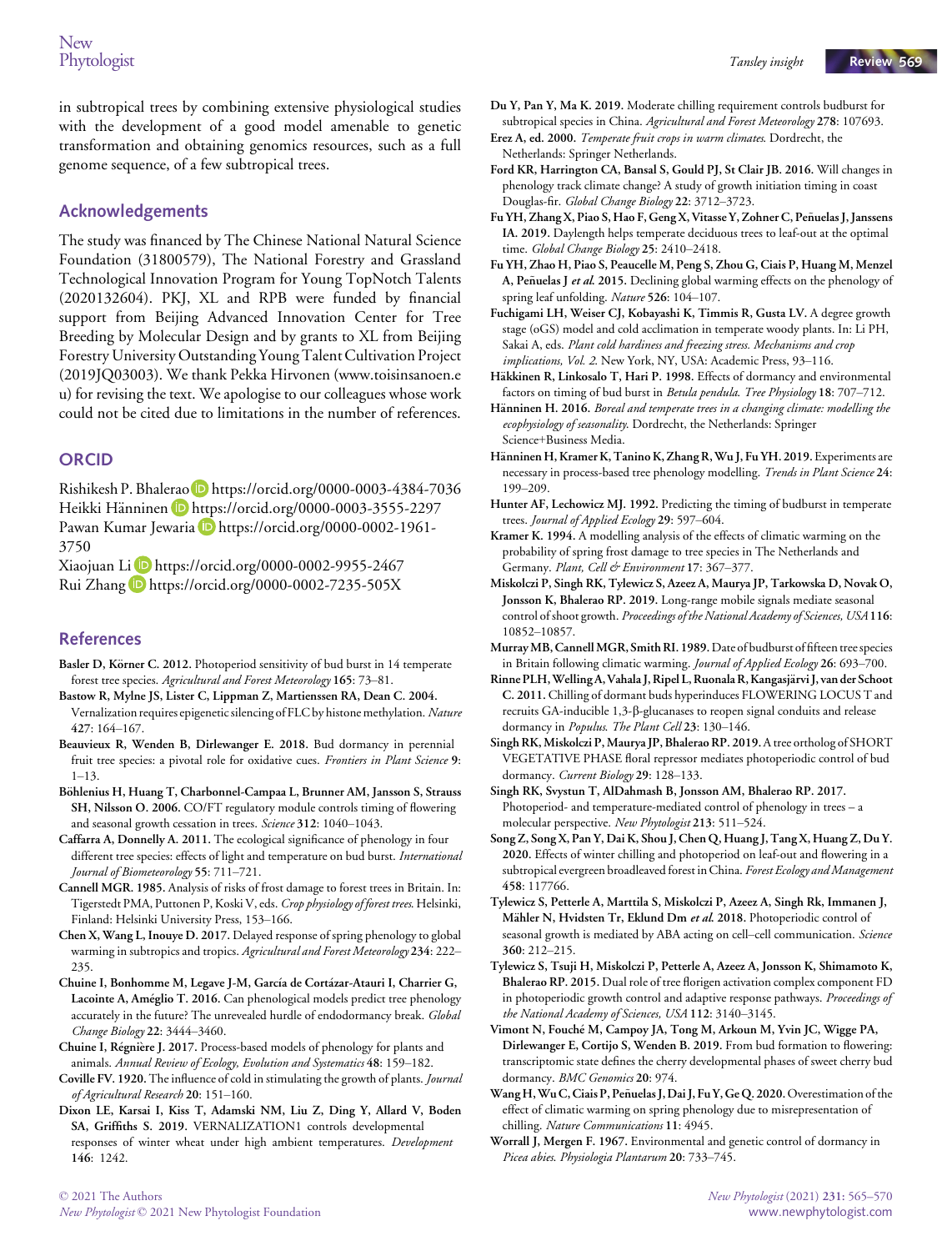in subtropical trees by combining extensive physiological studies with the development of a good model amenable to genetic transformation and obtaining genomics resources, such as a full genome sequence, of a few subtropical trees.

## Acknowledgements

The study was financed by The Chinese National Natural Science Foundation (31800579), The National Forestry and Grassland Technological Innovation Program for Young TopNotch Talents (2020132604). PKJ, XL and RPB were funded by financial support from Beijing Advanced Innovation Center for Tree Breeding by Molecular Design and by grants to XL from Beijing Forestry University Outstanding Young Talent Cultivation Project (2019JQ03003). We thank Pekka Hirvonen (www.toisinsanoen.eu) for revising the text. We apologise to our colleagues whose work could not be cited due to limitations in the number of references.

## ORCID

Rishikesh P. Bhalerao https://orcid.org/0000-0003-4384-7036
Heikki Hänninen https://orcid.org/0000-0003-3555-2297
Pawan Kumar Jewaria https://orcid.org/0000-0002-1961-3750
Xiaojuan Li https://orcid.org/0000-0002-9955-2467
Rui Zhang https://orcid.org/0000-0002-7235-505X

## References

**Basler D, Körner C. 2012.** Photoperiod sensitivity of bud burst in 14 temperate forest tree species. *Agricultural and Forest Meteorology* **165**: 73–81.

**Bastow R, Mylne JS, Lister C, Lippman Z, Martienssen RA, Dean C. 2004.** Vernalization requires epigenetic silencing of FLC by histone methylation. *Nature* **427**: 164–167.

**Beauvieux R, Wenden B, Dirlewanger E. 2018.** Bud dormancy in perennial fruit tree species: a pivotal role for oxidative cues. *Frontiers in Plant Science* **9**: 1–13.

**Böhlenius H, Huang T, Charbonnel-Campaa L, Brunner AM, Jansson S, Strauss SH, Nilsson O. 2006.** CO/FT regulatory module controls timing of flowering and seasonal growth cessation in trees. *Science* **312**: 1040–1043.

**Caffarra A, Donnelly A. 2011.** The ecological significance of phenology in four different tree species: effects of light and temperature on bud burst. *International Journal of Biometeorology* **55**: 711–721.

**Cannell MGR. 1985.** Analysis of risks of frost damage to forest trees in Britain. In: Tigerstedt PMA, Puttonen P, Koski V, eds. *Crop physiology of forest trees*. Helsinki, Finland: Helsinki University Press, 153–166.

**Chen X, Wang L, Inouye D. 2017.** Delayed response of spring phenology to global warming in subtropics and tropics. *Agricultural and Forest Meteorology* **234**: 222–235.

**Chuine I, Bonhomme M, Legave J-M, García de Cortázar-Atauri I, Charrier G, Lacointe A, Améglio T. 2016.** Can phenological models predict tree phenology accurately in the future? The unrevealed hurdle of endodormancy break. *Global Change Biology* **22**: 3444–3460.

**Chuine I, Régnière J. 2017.** Process-based models of phenology for plants and animals. *Annual Review of Ecology, Evolution and Systematics* **48**: 159–182.

**Coville FV. 1920.** The influence of cold in stimulating the growth of plants. *Journal of Agricultural Research* **20**: 151–160.

**Dixon LE, Karsai I, Kiss T, Adamski NM, Liu Z, Ding Y, Allard V, Boden SA, Griffiths S. 2019.** VERNALIZATION1 controls developmental responses of winter wheat under high ambient temperatures. *Development* **146**: 1242.

**Du Y, Pan Y, Ma K. 2019.** Moderate chilling requirement controls budburst for subtropical species in China. *Agricultural and Forest Meteorology* **278**: 107693.

**Erez A, ed. 2000.** *Temperate fruit crops in warm climates*. Dordrecht, the Netherlands: Springer Netherlands.

**Ford KR, Harrington CA, Bansal S, Gould PJ, St Clair JB. 2016.** Will changes in phenology track climate change? A study of growth initiation timing in coast Douglas-fir. *Global Change Biology* **22**: 3712–3723.

**Fu YH, Zhang X, Piao S, Hao F, Geng X, Vitasse Y, Zohner C, Peñuelas J, Janssens IA. 2019.** Daylength helps temperate deciduous trees to leaf-out at the optimal time. *Global Change Biology* **25**: 2410–2418.

**Fu YH, Zhao H, Piao S, Peaucelle M, Peng S, Zhou G, Ciais P, Huang M, Menzel A, Peñuelas J *et al.* 2015.** Declining global warming effects on the phenology of spring leaf unfolding. *Nature* **526**: 104–107.

**Fuchigami LH, Weiser CJ, Kobayashi K, Timmis R, Gusta LV.** A degree growth stage (oGS) model and cold acclimation in temperate woody plants. In: Li PH, Sakai A, eds. *Plant cold hardiness and freezing stress. Mechanisms and crop implications, Vol. 2*. New York, NY, USA: Academic Press, 93–116.

**Häkkinen R, Linkosalo T, Hari P. 1998.** Effects of dormancy and environmental factors on timing of bud burst in *Betula pendula*. *Tree Physiology* **18**: 707–712.

**Hänninen H. 2016.** *Boreal and temperate trees in a changing climate: modelling the ecophysiology of seasonality*. Dordrecht, the Netherlands: Springer Science+Business Media.

**Hänninen H, Kramer K, Tanino K, Zhang R, Wu J, Fu YH. 2019.** Experiments are necessary in process-based tree phenology modelling. *Trends in Plant Science* **24**: 199–209.

**Hunter AF, Lechowicz MJ. 1992.** Predicting the timing of budburst in temperate trees. *Journal of Applied Ecology* **29**: 597–604.

**Kramer K. 1994.** A modelling analysis of the effects of climatic warming on the probability of spring frost damage to tree species in The Netherlands and Germany. *Plant, Cell & Environment* **17**: 367–377.

**Miskolczi P, Singh RK, Tylewicz S, Azeez A, Maurya JP, Tarkowska D, Novak O, Jonsson K, Bhalerao RP. 2019.** Long-range mobile signals mediate seasonal control of shoot growth. *Proceedings of the National Academy of Sciences, USA* **116**: 10852–10857.

**Murray MB, Cannell MGR, Smith RI. 1989.** Date of budburst of fifteen tree species in Britain following climatic warming. *Journal of Applied Ecology* **26**: 693–700.

**Rinne PLH, Welling A, Vahala J, Ripel L, Ruonala R, Kangasjärvi J, van der Schoot C. 2011.** Chilling of dormant buds hyperinduces FLOWERING LOCUS T and recruits GA-inducible 1,3-β-glucanases to reopen signal conduits and release dormancy in *Populus*. *The Plant Cell* **23**: 130–146.

**Singh RK, Miskolczi P, Maurya JP, Bhalerao RP. 2019.** A tree ortholog of SHORT VEGETATIVE PHASE floral repressor mediates photoperiodic control of bud dormancy. *Current Biology* **29**: 128–133.

**Singh RK, Svystun T, AlDahmash B, Jonsson AM, Bhalerao RP. 2017.** Photoperiod- and temperature-mediated control of phenology in trees – a molecular perspective. *New Phytologist* **213**: 511–524.

**Song Z, Song X, Pan Y, Dai K, Shou J, Chen Q, Huang J, Tang X, Huang Z, Du Y. 2020.** Effects of winter chilling and photoperiod on leaf-out and flowering in a subtropical evergreen broadleaved forest in China. *Forest Ecology and Management* **458**: 117766.

**Tylewicz S, Petterle A, Marttila S, Miskolczi P, Azeez A, Singh Rk, Immanen J, Mähler N, Hvidsten Tr, Eklund Dm *et al.* 2018.** Photoperiodic control of seasonal growth is mediated by ABA acting on cell–cell communication. *Science* **360**: 212–215.

**Tylewicz S, Tsuji H, Miskolczi P, Petterle A, Azeez A, Jonsson K, Shimamoto K, Bhalerao RP. 2015.** Dual role of tree florigen activation complex component FD in photoperiodic growth control and adaptive response pathways. *Proceedings of the National Academy of Sciences, USA* **112**: 3140–3145.

**Vimont N, Fouché M, Campoy JA, Tong M, Arkoun M, Yvin JC, Wigge PA, Dirlewanger E, Cortijo S, Wenden B. 2019.** From bud formation to flowering: transcriptomic state defines the cherry developmental phases of sweet cherry bud dormancy. *BMC Genomics* **20**: 974.

**Wang H, Wu C, Ciais P, Peñuelas J, Dai J, Fu Y, Ge Q. 2020.** Overestimation of the effect of climatic warming on spring phenology due to misrepresentation of chilling. *Nature Communications* **11**: 4945.

**Worrall J, Mergen F. 1967.** Environmental and genetic control of dormancy in *Picea abies*. *Physiologia Plantarum* **20**: 733–745.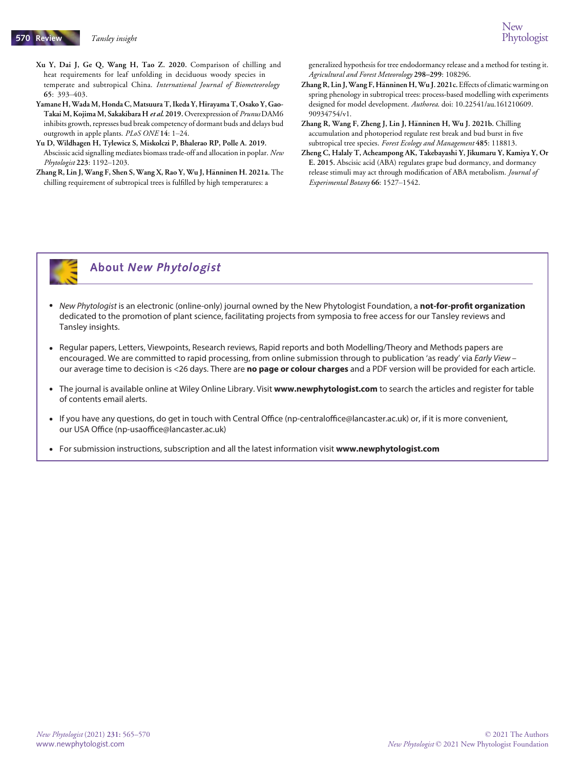**Xu Y, Dai J, Ge Q, Wang H, Tao Z. 2020.** Comparison of chilling and heat requirements for leaf unfolding in deciduous woody species in temperate and subtropical China. *International Journal of Biometeorology* **65**: 393–403.

**Yamane H, Wada M, Honda C, Matsuura T, Ikeda Y, Hirayama T, Osako Y, Gao-Takai M, Kojima M, Sakakibara H *et al.* 2019.** Overexpression of *Prunus* DAM6 inhibits growth, represses bud break competency of dormant buds and delays bud outgrowth in apple plants. *PLoS ONE* **14**: 1–24.

**Yu D, Wildhagen H, Tylewicz S, Miskolczi P, Bhalerao RP, Polle A. 2019.** Abscissic acid signalling mediates biomass trade-off and allocation in poplar. *New Phytologist* **223**: 1192–1203.

**Zhang R, Lin J, Wang F, Shen S, Wang X, Rao Y, Wu J, Hänninen H. 2021a.** The chilling requirement of subtropical trees is fulfilled by high temperatures: a generalized hypothesis for tree endodormancy release and a method for testing it. *Agricultural and Forest Meteorology* **298–299**: 108296.

**Zhang R, Lin J, Wang F, Hänninen H, Wu J. 2021c.** Effects of climatic warming on spring phenology in subtropical trees: process-based modelling with experiments designed for model development. *Authorea.* doi: 10.22541/au.161210609.90934754/v1.

**Zhang R, Wang F, Zheng J, Lin J, Hänninen H, Wu J. 2021b.** Chilling accumulation and photoperiod regulate rest break and bud burst in five subtropical tree species. *Forest Ecology and Management* **485**: 118813.

**Zheng C, Halaly T, Acheampong AK, Takebayashi Y, Jikumaru Y, Kamiya Y, Or E. 2015.** Abscisic acid (ABA) regulates grape bud dormancy, and dormancy release stimuli may act through modification of ABA metabolism. *Journal of Experimental Botany* **66**: 1527–1542.

## About *New Phytologist*

- *New Phytologist* is an electronic (online-only) journal owned by the New Phytologist Foundation, a **not-for-profit organization** dedicated to the promotion of plant science, facilitating projects from symposia to free access for our Tansley reviews and Tansley insights.
- Regular papers, Letters, Viewpoints, Research reviews, Rapid reports and both Modelling/Theory and Methods papers are encouraged. We are committed to rapid processing, from online submission through to publication 'as ready' via *Early View* – our average time to decision is <26 days. There are **no page or colour charges** and a PDF version will be provided for each article.
- The journal is available online at Wiley Online Library. Visit **www.newphytologist.com** to search the articles and register for table of contents email alerts.
- If you have any questions, do get in touch with Central Office (np-centraloffice@lancaster.ac.uk) or, if it is more convenient, our USA Office (np-usaoffice@lancaster.ac.uk)
- For submission instructions, subscription and all the latest information visit **www.newphytologist.com**